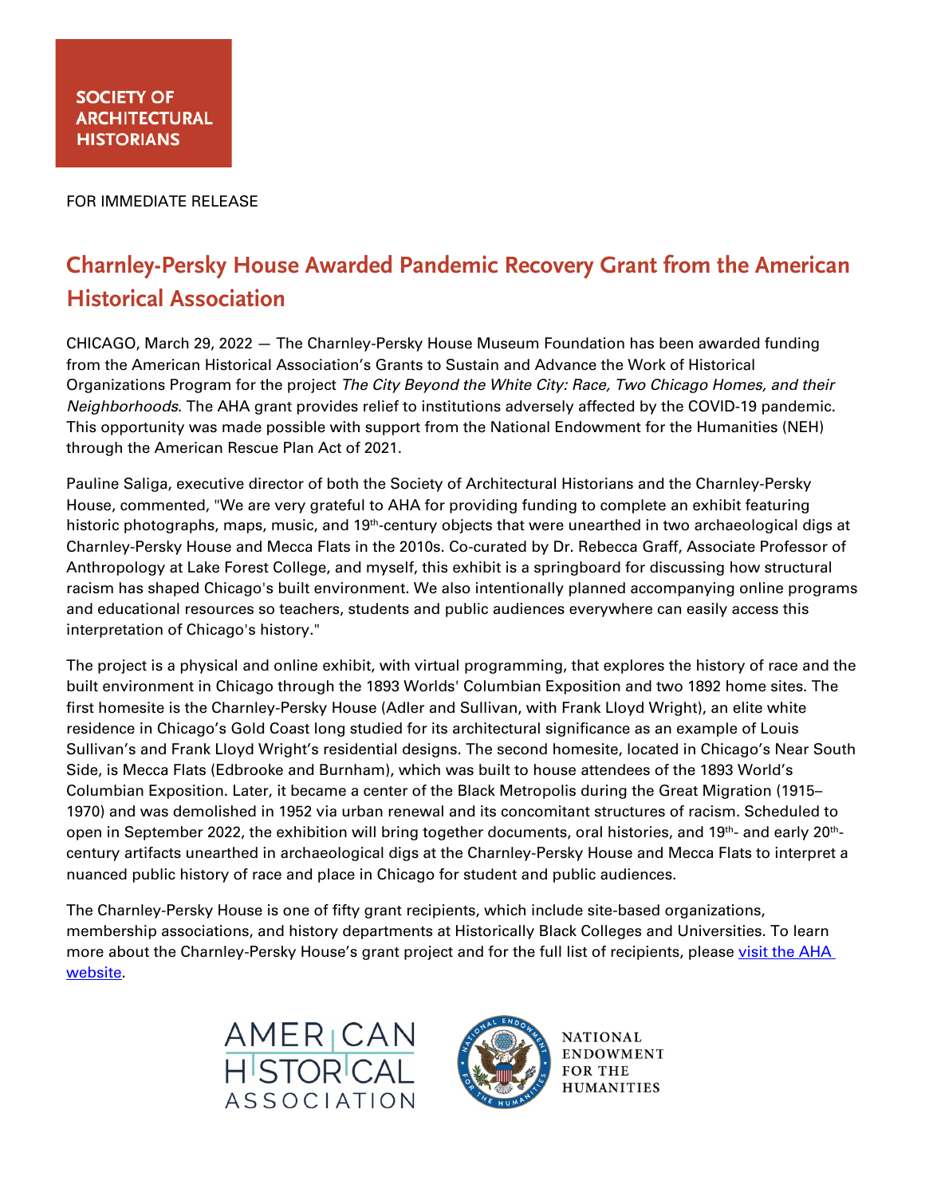SOCIETY OF ARCHITECTURAL HISTORIANS

FOR IMMEDIATE RELEASE

# Charnley-Persky House Awarded Pandemic Recovery Grant from the American Historical Association

CHICAGO, March 29, 2022 — The Charnley-Persky House Museum Foundation has been awarded funding from the American Historical Association's Grants to Sustain and Advance the Work of Historical Organizations Program for the project *The City Beyond the White City: Race, Two Chicago Homes, and their Neighborhoods*. The AHA grant provides relief to institutions adversely affected by the COVID-19 pandemic. This opportunity was made possible with support from the National Endowment for the Humanities (NEH) through the American Rescue Plan Act of 2021.

Pauline Saliga, executive director of both the Society of Architectural Historians and the Charnley-Persky House, commented, "We are very grateful to AHA for providing funding to complete an exhibit featuring historic photographs, maps, music, and 19th-century objects that were unearthed in two archaeological digs at Charnley-Persky House and Mecca Flats in the 2010s. Co-curated by Dr. Rebecca Graff, Associate Professor of Anthropology at Lake Forest College, and myself, this exhibit is a springboard for discussing how structural racism has shaped Chicago's built environment. We also intentionally planned accompanying online programs and educational resources so teachers, students and public audiences everywhere can easily access this interpretation of Chicago's history."

The project is a physical and online exhibit, with virtual programming, that explores the history of race and the built environment in Chicago through the 1893 Worlds' Columbian Exposition and two 1892 home sites. The first homesite is the Charnley-Persky House (Adler and Sullivan, with Frank Lloyd Wright), an elite white residence in Chicago's Gold Coast long studied for its architectural significance as an example of Louis Sullivan's and Frank Lloyd Wright's residential designs. The second homesite, located in Chicago's Near South Side, is Mecca Flats (Edbrooke and Burnham), which was built to house attendees of the 1893 World's Columbian Exposition. Later, it became a center of the Black Metropolis during the Great Migration (1915–1970) and was demolished in 1952 via urban renewal and its concomitant structures of racism. Scheduled to open in September 2022, the exhibition will bring together documents, oral histories, and 19th- and early 20th-century artifacts unearthed in archaeological digs at the Charnley-Persky House and Mecca Flats to interpret a nuanced public history of race and place in Chicago for student and public audiences.

The Charnley-Persky House is one of fifty grant recipients, which include site-based organizations, membership associations, and history departments at Historically Black Colleges and Universities. To learn more about the Charnley-Persky House's grant project and for the full list of recipients, please [visit the AHA website](#).

AMERICAN HISTORICAL ASSOCIATION

NATIONAL ENDOWMENT FOR THE HUMANITIES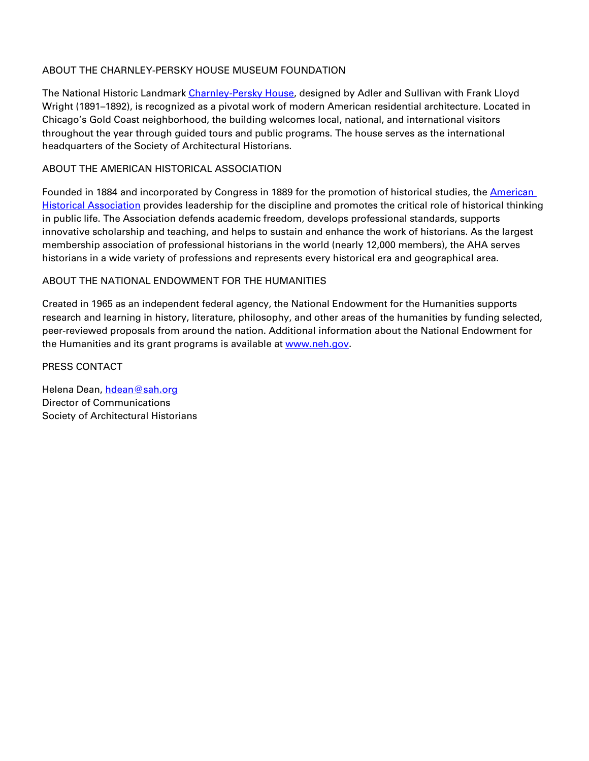## ABOUT THE CHARNLEY-PERSKY HOUSE MUSEUM FOUNDATION

The National Historic Landmark Charnley-Persky House, designed by Adler and Sullivan with Frank Lloyd Wright (1891–1892), is recognized as a pivotal work of modern American residential architecture. Located in Chicago's Gold Coast neighborhood, the building welcomes local, national, and international visitors throughout the year through guided tours and public programs. The house serves as the international headquarters of the Society of Architectural Historians.

## ABOUT THE AMERICAN HISTORICAL ASSOCIATION

Founded in 1884 and incorporated by Congress in 1889 for the promotion of historical studies, the American Historical Association provides leadership for the discipline and promotes the critical role of historical thinking in public life. The Association defends academic freedom, develops professional standards, supports innovative scholarship and teaching, and helps to sustain and enhance the work of historians. As the largest membership association of professional historians in the world (nearly 12,000 members), the AHA serves historians in a wide variety of professions and represents every historical era and geographical area.

## ABOUT THE NATIONAL ENDOWMENT FOR THE HUMANITIES

Created in 1965 as an independent federal agency, the National Endowment for the Humanities supports research and learning in history, literature, philosophy, and other areas of the humanities by funding selected, peer-reviewed proposals from around the nation. Additional information about the National Endowment for the Humanities and its grant programs is available at www.neh.gov.

## PRESS CONTACT

Helena Dean, hdean@sah.org
Director of Communications
Society of Architectural Historians